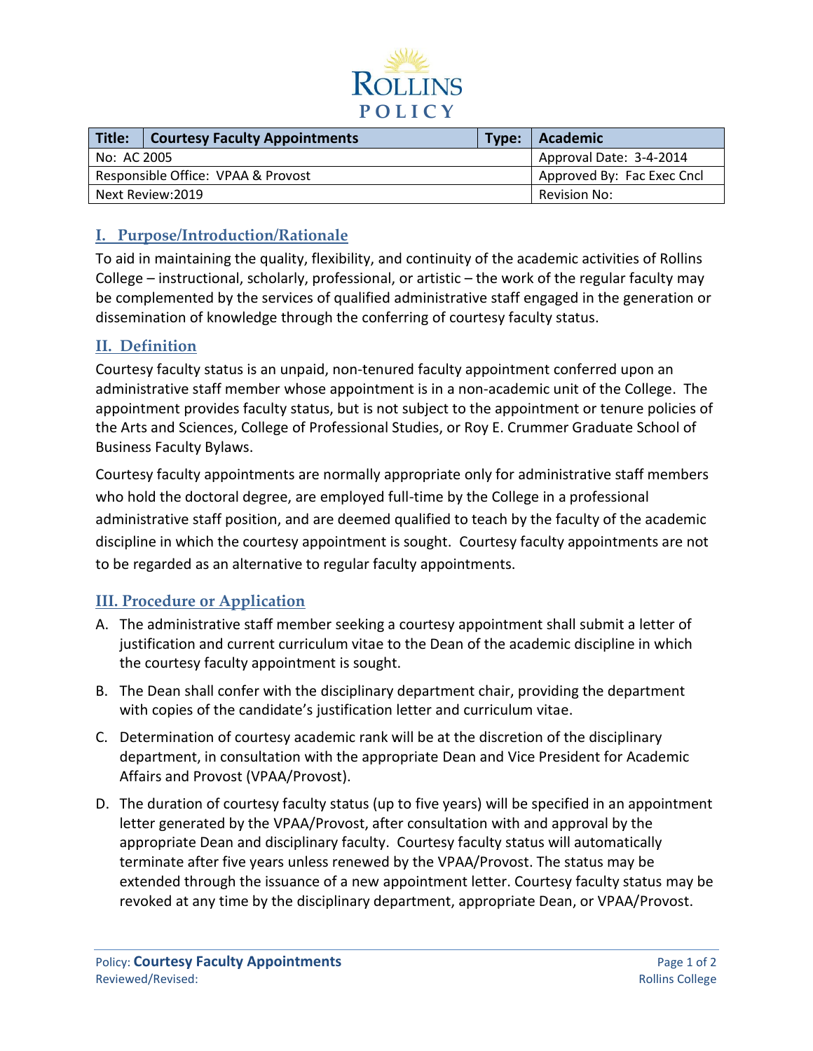# ROLLINS POLICY

| Title: | Courtesy Faculty Appointments | Type: | Academic |
|---|---|---|---|
| No: AC 2005 | | | Approval Date: 3-4-2014 |
| Responsible Office: VPAA & Provost | | | Approved By: Fac Exec Cncl |
| Next Review:2019 | | | Revision No: |

## I. Purpose/Introduction/Rationale

To aid in maintaining the quality, flexibility, and continuity of the academic activities of Rollins College – instructional, scholarly, professional, or artistic – the work of the regular faculty may be complemented by the services of qualified administrative staff engaged in the generation or dissemination of knowledge through the conferring of courtesy faculty status.

## II. Definition

Courtesy faculty status is an unpaid, non-tenured faculty appointment conferred upon an administrative staff member whose appointment is in a non-academic unit of the College. The appointment provides faculty status, but is not subject to the appointment or tenure policies of the Arts and Sciences, College of Professional Studies, or Roy E. Crummer Graduate School of Business Faculty Bylaws.

Courtesy faculty appointments are normally appropriate only for administrative staff members who hold the doctoral degree, are employed full-time by the College in a professional administrative staff position, and are deemed qualified to teach by the faculty of the academic discipline in which the courtesy appointment is sought. Courtesy faculty appointments are not to be regarded as an alternative to regular faculty appointments.

## III. Procedure or Application

A. The administrative staff member seeking a courtesy appointment shall submit a letter of justification and current curriculum vitae to the Dean of the academic discipline in which the courtesy faculty appointment is sought.

B. The Dean shall confer with the disciplinary department chair, providing the department with copies of the candidate's justification letter and curriculum vitae.

C. Determination of courtesy academic rank will be at the discretion of the disciplinary department, in consultation with the appropriate Dean and Vice President for Academic Affairs and Provost (VPAA/Provost).

D. The duration of courtesy faculty status (up to five years) will be specified in an appointment letter generated by the VPAA/Provost, after consultation with and approval by the appropriate Dean and disciplinary faculty. Courtesy faculty status will automatically terminate after five years unless renewed by the VPAA/Provost. The status may be extended through the issuance of a new appointment letter. Courtesy faculty status may be revoked at any time by the disciplinary department, appropriate Dean, or VPAA/Provost.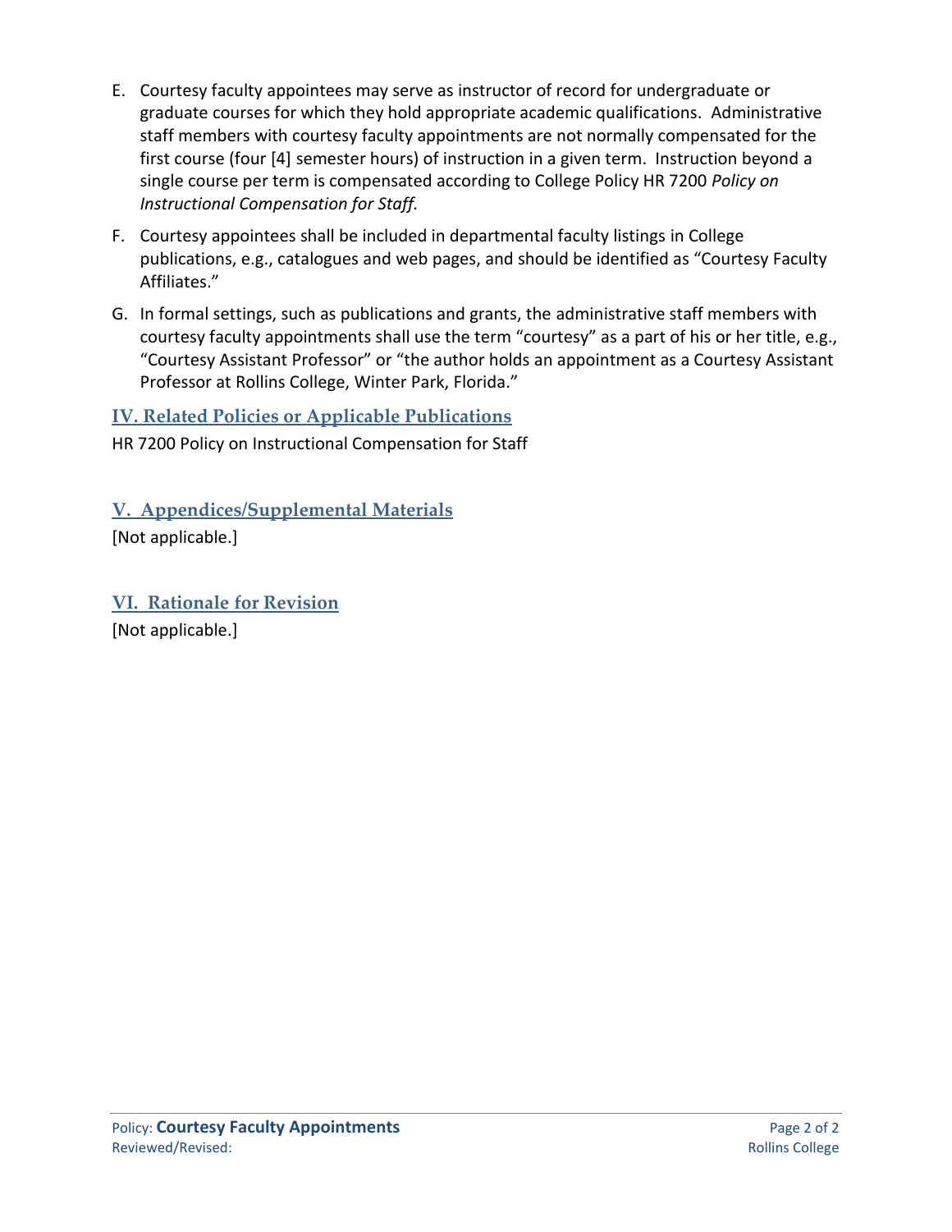E. Courtesy faculty appointees may serve as instructor of record for undergraduate or graduate courses for which they hold appropriate academic qualifications. Administrative staff members with courtesy faculty appointments are not normally compensated for the first course (four [4] semester hours) of instruction in a given term. Instruction beyond a single course per term is compensated according to College Policy HR 7200 *Policy on Instructional Compensation for Staff.*

F. Courtesy appointees shall be included in departmental faculty listings in College publications, e.g., catalogues and web pages, and should be identified as "Courtesy Faculty Affiliates."

G. In formal settings, such as publications and grants, the administrative staff members with courtesy faculty appointments shall use the term "courtesy" as a part of his or her title, e.g., "Courtesy Assistant Professor" or "the author holds an appointment as a Courtesy Assistant Professor at Rollins College, Winter Park, Florida."

## IV. Related Policies or Applicable Publications

HR 7200 Policy on Instructional Compensation for Staff

## V. Appendices/Supplemental Materials

[Not applicable.]

## VI. Rationale for Revision

[Not applicable.]